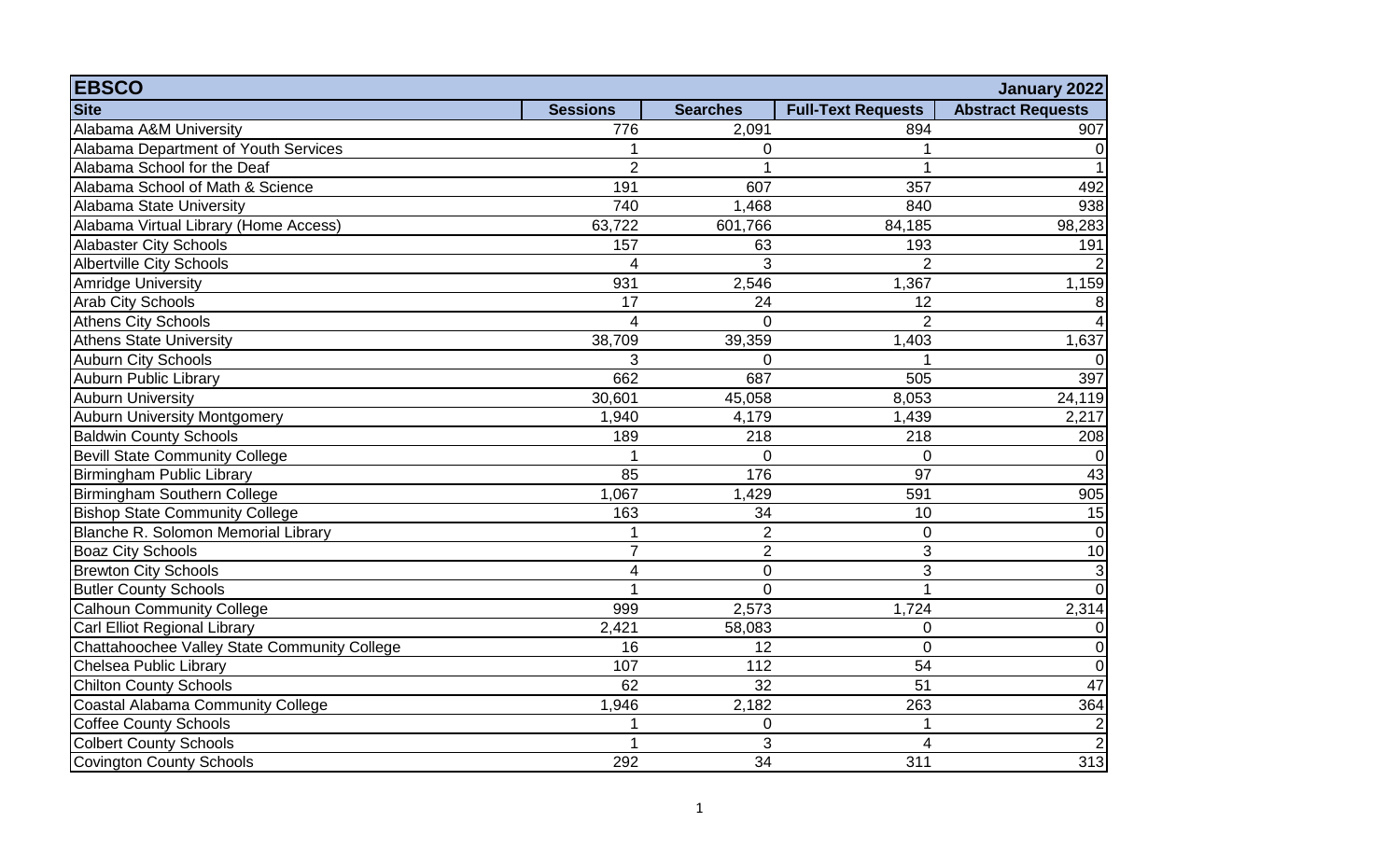| EBSCO | | | | January 2022 |
|---|---|---|---|---|
| **Site** | **Sessions** | **Searches** | **Full-Text Requests** | **Abstract Requests** |
| Alabama A&M University | 776 | 2,091 | 894 | 907 |
| Alabama Department of Youth Services | 1 | 0 | 1 | 0 |
| Alabama School for the Deaf | 2 | 1 | 1 | 1 |
| Alabama School of Math & Science | 191 | 607 | 357 | 492 |
| Alabama State University | 740 | 1,468 | 840 | 938 |
| Alabama Virtual Library (Home Access) | 63,722 | 601,766 | 84,185 | 98,283 |
| Alabaster City Schools | 157 | 63 | 193 | 191 |
| Albertville City Schools | 4 | 3 | 2 | 2 |
| Amridge University | 931 | 2,546 | 1,367 | 1,159 |
| Arab City Schools | 17 | 24 | 12 | 8 |
| Athens City Schools | 4 | 0 | 2 | 4 |
| Athens State University | 38,709 | 39,359 | 1,403 | 1,637 |
| Auburn City Schools | 3 | 0 | 1 | 0 |
| Auburn Public Library | 662 | 687 | 505 | 397 |
| Auburn University | 30,601 | 45,058 | 8,053 | 24,119 |
| Auburn University Montgomery | 1,940 | 4,179 | 1,439 | 2,217 |
| Baldwin County Schools | 189 | 218 | 218 | 208 |
| Bevill State Community College | 1 | 0 | 0 | 0 |
| Birmingham Public Library | 85 | 176 | 97 | 43 |
| Birmingham Southern College | 1,067 | 1,429 | 591 | 905 |
| Bishop State Community College | 163 | 34 | 10 | 15 |
| Blanche R. Solomon Memorial Library | 1 | 2 | 0 | 0 |
| Boaz City Schools | 7 | 2 | 3 | 10 |
| Brewton City Schools | 4 | 0 | 3 | 3 |
| Butler County Schools | 1 | 0 | 1 | 0 |
| Calhoun Community College | 999 | 2,573 | 1,724 | 2,314 |
| Carl Elliot Regional Library | 2,421 | 58,083 | 0 | 0 |
| Chattahoochee Valley State Community College | 16 | 12 | 0 | 0 |
| Chelsea Public Library | 107 | 112 | 54 | 0 |
| Chilton County Schools | 62 | 32 | 51 | 47 |
| Coastal Alabama Community College | 1,946 | 2,182 | 263 | 364 |
| Coffee County Schools | 1 | 0 | 1 | 2 |
| Colbert County Schools | 1 | 3 | 4 | 2 |
| Covington County Schools | 292 | 34 | 311 | 313 |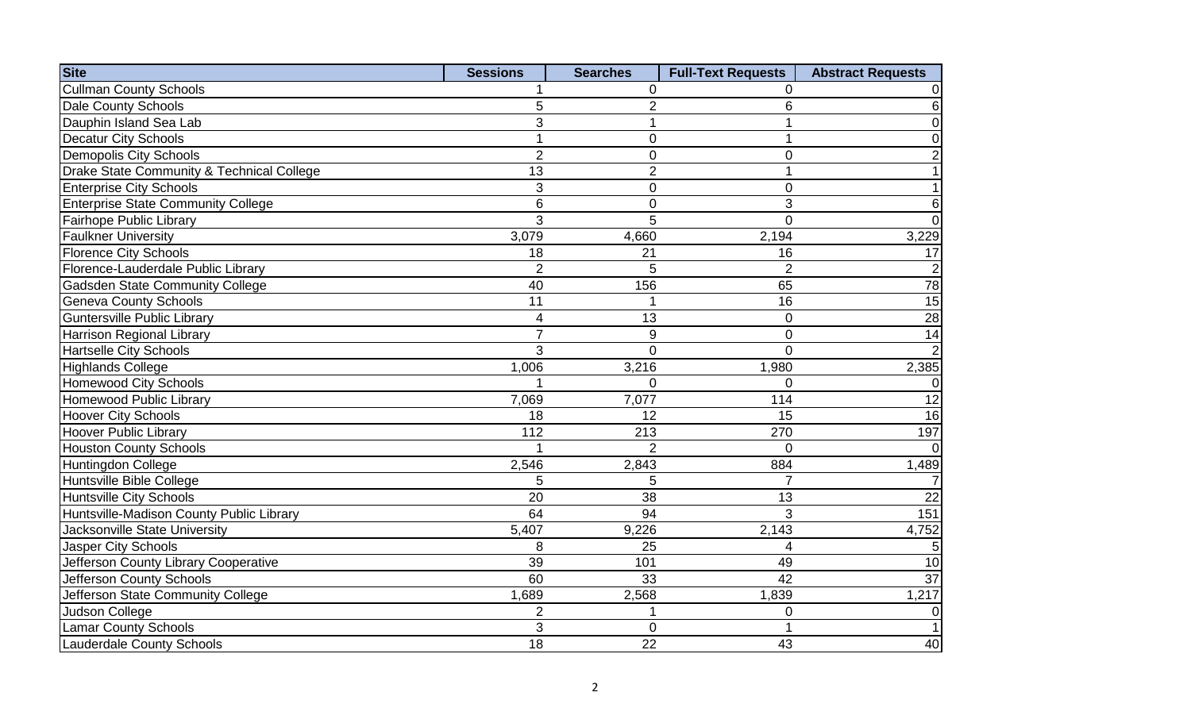| Site | Sessions | Searches | Full-Text Requests | Abstract Requests |
|---|---|---|---|---|
| Cullman County Schools | 1 | 0 | 0 | 0 |
| Dale County Schools | 5 | 2 | 6 | 6 |
| Dauphin Island Sea Lab | 3 | 1 | 1 | 0 |
| Decatur City Schools | 1 | 0 | 1 | 0 |
| Demopolis City Schools | 2 | 0 | 0 | 2 |
| Drake State Community & Technical College | 13 | 2 | 1 | 1 |
| Enterprise City Schools | 3 | 0 | 0 | 1 |
| Enterprise State Community College | 6 | 0 | 3 | 6 |
| Fairhope Public Library | 3 | 5 | 0 | 0 |
| Faulkner University | 3,079 | 4,660 | 2,194 | 3,229 |
| Florence City Schools | 18 | 21 | 16 | 17 |
| Florence-Lauderdale Public Library | 2 | 5 | 2 | 2 |
| Gadsden State Community College | 40 | 156 | 65 | 78 |
| Geneva County Schools | 11 | 1 | 16 | 15 |
| Guntersville Public Library | 4 | 13 | 0 | 28 |
| Harrison Regional Library | 7 | 9 | 0 | 14 |
| Hartselle City Schools | 3 | 0 | 0 | 2 |
| Highlands College | 1,006 | 3,216 | 1,980 | 2,385 |
| Homewood City Schools | 1 | 0 | 0 | 0 |
| Homewood Public Library | 7,069 | 7,077 | 114 | 12 |
| Hoover City Schools | 18 | 12 | 15 | 16 |
| Hoover Public Library | 112 | 213 | 270 | 197 |
| Houston County Schools | 1 | 2 | 0 | 0 |
| Huntingdon College | 2,546 | 2,843 | 884 | 1,489 |
| Huntsville Bible College | 5 | 5 | 7 | 7 |
| Huntsville City Schools | 20 | 38 | 13 | 22 |
| Huntsville-Madison County Public Library | 64 | 94 | 3 | 151 |
| Jacksonville State University | 5,407 | 9,226 | 2,143 | 4,752 |
| Jasper City Schools | 8 | 25 | 4 | 5 |
| Jefferson County Library Cooperative | 39 | 101 | 49 | 10 |
| Jefferson County Schools | 60 | 33 | 42 | 37 |
| Jefferson State Community College | 1,689 | 2,568 | 1,839 | 1,217 |
| Judson College | 2 | 1 | 0 | 0 |
| Lamar County Schools | 3 | 0 | 1 | 1 |
| Lauderdale County Schools | 18 | 22 | 43 | 40 |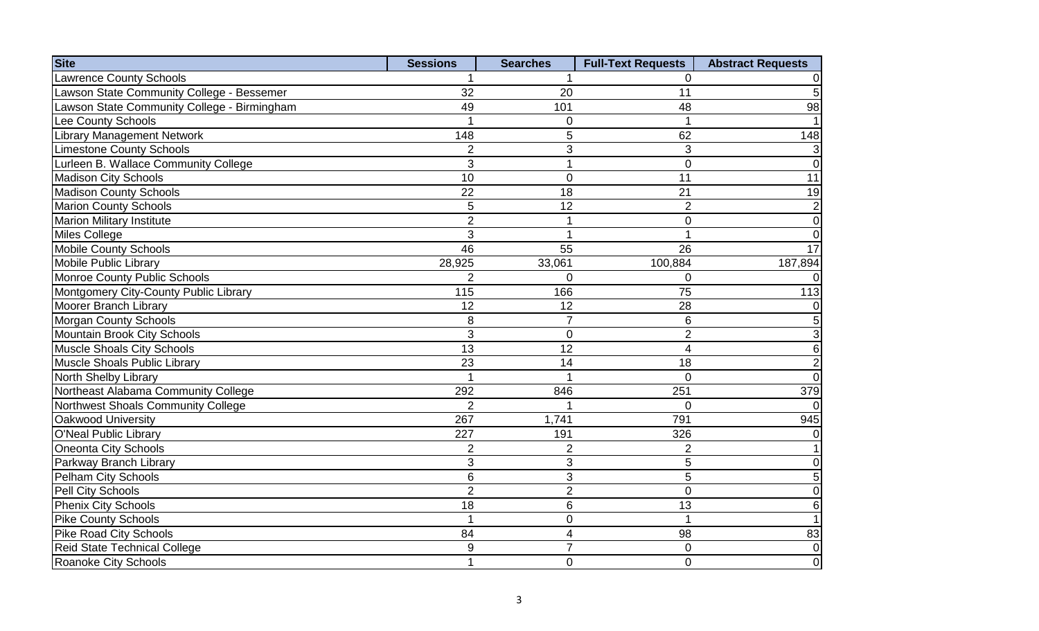| Site | Sessions | Searches | Full-Text Requests | Abstract Requests |
|---|---|---|---|---|
| Lawrence County Schools | 1 | 1 | 0 | 0 |
| Lawson State Community College - Bessemer | 32 | 20 | 11 | 5 |
| Lawson State Community College - Birmingham | 49 | 101 | 48 | 98 |
| Lee County Schools | 1 | 0 | 1 | 1 |
| Library Management Network | 148 | 5 | 62 | 148 |
| Limestone County Schools | 2 | 3 | 3 | 3 |
| Lurleen B. Wallace Community College | 3 | 1 | 0 | 0 |
| Madison City Schools | 10 | 0 | 11 | 11 |
| Madison County Schools | 22 | 18 | 21 | 19 |
| Marion County Schools | 5 | 12 | 2 | 2 |
| Marion Military Institute | 2 | 1 | 0 | 0 |
| Miles College | 3 | 1 | 1 | 0 |
| Mobile County Schools | 46 | 55 | 26 | 17 |
| Mobile Public Library | 28,925 | 33,061 | 100,884 | 187,894 |
| Monroe County Public Schools | 2 | 0 | 0 | 0 |
| Montgomery City-County Public Library | 115 | 166 | 75 | 113 |
| Moorer Branch Library | 12 | 12 | 28 | 0 |
| Morgan County Schools | 8 | 7 | 6 | 5 |
| Mountain Brook City Schools | 3 | 0 | 2 | 3 |
| Muscle Shoals City Schools | 13 | 12 | 4 | 6 |
| Muscle Shoals Public Library | 23 | 14 | 18 | 2 |
| North Shelby Library | 1 | 1 | 0 | 0 |
| Northeast Alabama Community College | 292 | 846 | 251 | 379 |
| Northwest Shoals Community College | 2 | 1 | 0 | 0 |
| Oakwood University | 267 | 1,741 | 791 | 945 |
| O'Neal Public Library | 227 | 191 | 326 | 0 |
| Oneonta City Schools | 2 | 2 | 2 | 1 |
| Parkway Branch Library | 3 | 3 | 5 | 0 |
| Pelham City Schools | 6 | 3 | 5 | 5 |
| Pell City Schools | 2 | 2 | 0 | 0 |
| Phenix City Schools | 18 | 6 | 13 | 6 |
| Pike County Schools | 1 | 0 | 1 | 1 |
| Pike Road City Schools | 84 | 4 | 98 | 83 |
| Reid State Technical College | 9 | 7 | 0 | 0 |
| Roanoke City Schools | 1 | 0 | 0 | 0 |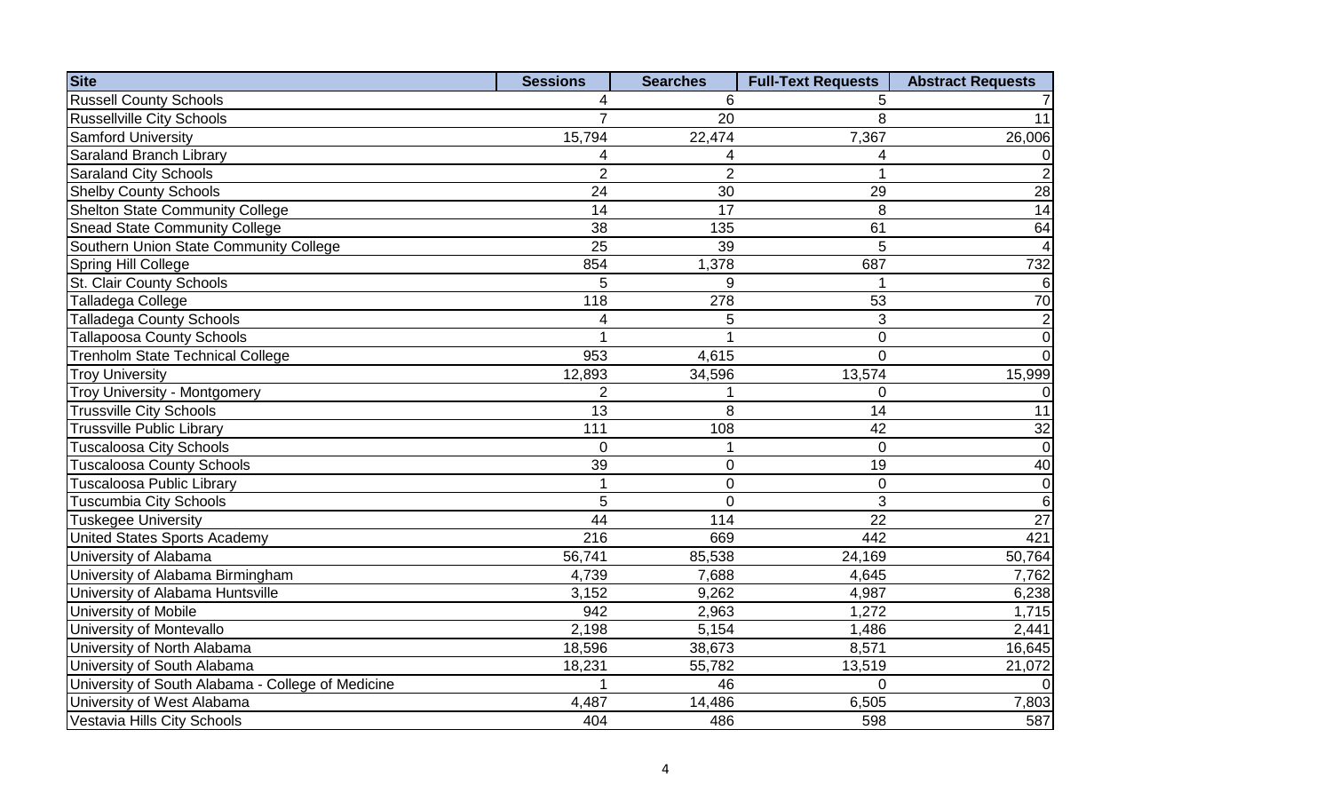| Site | Sessions | Searches | Full-Text Requests | Abstract Requests |
| --- | --- | --- | --- | --- |
| Russell County Schools | 4 | 6 | 5 | 7 |
| Russellville City Schools | 7 | 20 | 8 | 11 |
| Samford University | 15,794 | 22,474 | 7,367 | 26,006 |
| Saraland Branch Library | 4 | 4 | 4 | 0 |
| Saraland City Schools | 2 | 2 | 1 | 2 |
| Shelby County Schools | 24 | 30 | 29 | 28 |
| Shelton State Community College | 14 | 17 | 8 | 14 |
| Snead State Community College | 38 | 135 | 61 | 64 |
| Southern Union State Community College | 25 | 39 | 5 | 4 |
| Spring Hill College | 854 | 1,378 | 687 | 732 |
| St. Clair County Schools | 5 | 9 | 1 | 6 |
| Talladega College | 118 | 278 | 53 | 70 |
| Talladega County Schools | 4 | 5 | 3 | 2 |
| Tallapoosa County Schools | 1 | 1 | 0 | 0 |
| Trenholm State Technical College | 953 | 4,615 | 0 | 0 |
| Troy University | 12,893 | 34,596 | 13,574 | 15,999 |
| Troy University - Montgomery | 2 | 1 | 0 | 0 |
| Trussville City Schools | 13 | 8 | 14 | 11 |
| Trussville Public Library | 111 | 108 | 42 | 32 |
| Tuscaloosa City Schools | 0 | 1 | 0 | 0 |
| Tuscaloosa County Schools | 39 | 0 | 19 | 40 |
| Tuscaloosa Public Library | 1 | 0 | 0 | 0 |
| Tuscumbia City Schools | 5 | 0 | 3 | 6 |
| Tuskegee University | 44 | 114 | 22 | 27 |
| United States Sports Academy | 216 | 669 | 442 | 421 |
| University of Alabama | 56,741 | 85,538 | 24,169 | 50,764 |
| University of Alabama Birmingham | 4,739 | 7,688 | 4,645 | 7,762 |
| University of Alabama Huntsville | 3,152 | 9,262 | 4,987 | 6,238 |
| University of Mobile | 942 | 2,963 | 1,272 | 1,715 |
| University of Montevallo | 2,198 | 5,154 | 1,486 | 2,441 |
| University of North Alabama | 18,596 | 38,673 | 8,571 | 16,645 |
| University of South Alabama | 18,231 | 55,782 | 13,519 | 21,072 |
| University of South Alabama - College of Medicine | 1 | 46 | 0 | 0 |
| University of West Alabama | 4,487 | 14,486 | 6,505 | 7,803 |
| Vestavia Hills City Schools | 404 | 486 | 598 | 587 |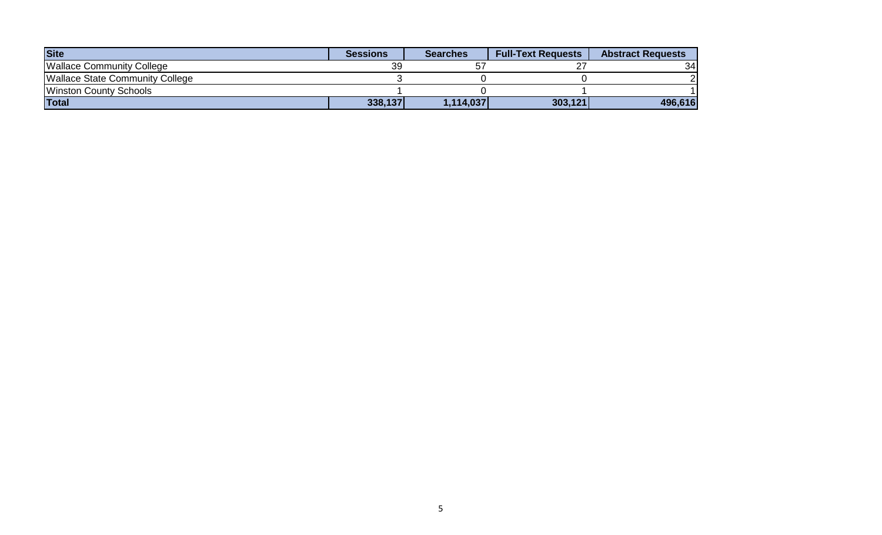| Site | Sessions | Searches | Full-Text Requests | Abstract Requests |
| --- | --- | --- | --- | --- |
| Wallace Community College | 39 | 57 | 27 | 34 |
| Wallace State Community College | 3 | 0 | 0 | 2 |
| Winston County Schools | 1 | 0 | 1 | 1 |
| **Total** | **338,137** | **1,114,037** | **303,121** | **496,616** |